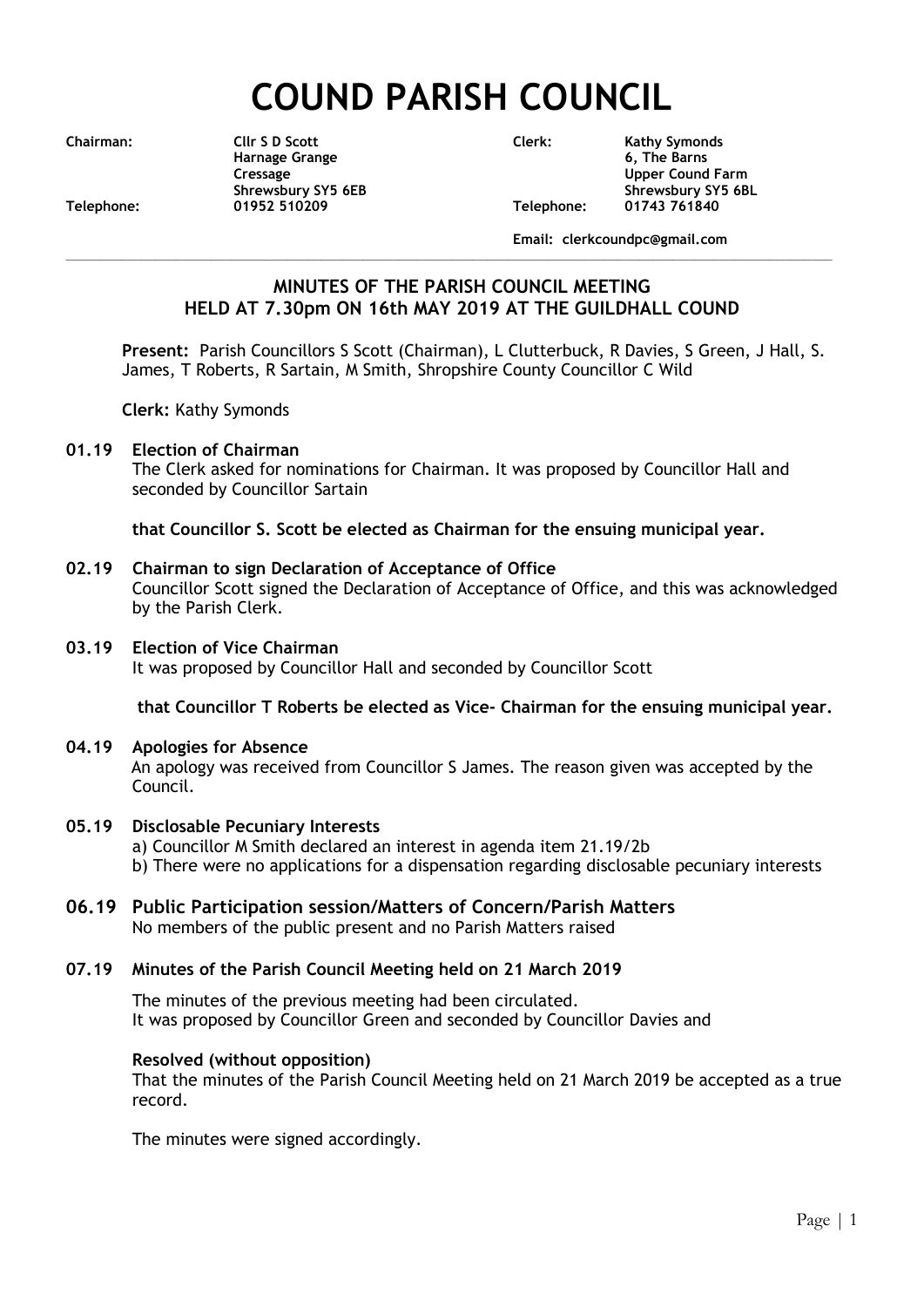# COUND PARISH COUNCIL

| | | | |
|---|---|---|---|
| **Chairman:** | **Cllr S D Scott**<br>**Harnage Grange**<br>**Cressage**<br>**Shrewsbury SY5 6EB** | **Clerk:** | **Kathy Symonds**<br>**6, The Barns**<br>**Upper Cound Farm**<br>**Shrewsbury SY5 6BL** |
| **Telephone:** | **01952 510209** | **Telephone:** | **01743 761840** |
| | | | **Email: clerkcoundpc@gmail.com** |

## MINUTES OF THE PARISH COUNCIL MEETING HELD AT 7.30pm ON 16th MAY 2019 AT THE GUILDHALL COUND

**Present:** Parish Councillors S Scott (Chairman), L Clutterbuck, R Davies, S Green, J Hall, S. James, T Roberts, R Sartain, M Smith, Shropshire County Councillor C Wild

**Clerk:** Kathy Symonds

### 01.19 Election of Chairman

The Clerk asked for nominations for Chairman. It was proposed by Councillor Hall and seconded by Councillor Sartain

**that Councillor S. Scott be elected as Chairman for the ensuing municipal year.**

### 02.19 Chairman to sign Declaration of Acceptance of Office

Councillor Scott signed the Declaration of Acceptance of Office, and this was acknowledged by the Parish Clerk.

### 03.19 Election of Vice Chairman

It was proposed by Councillor Hall and seconded by Councillor Scott

**that Councillor T Roberts be elected as Vice- Chairman for the ensuing municipal year.**

### 04.19 Apologies for Absence

An apology was received from Councillor S James. The reason given was accepted by the Council.

### 05.19 Disclosable Pecuniary Interests

a) Councillor M Smith declared an interest in agenda item 21.19/2b
b) There were no applications for a dispensation regarding disclosable pecuniary interests

### 06.19 Public Participation session/Matters of Concern/Parish Matters

No members of the public present and no Parish Matters raised

### 07.19 Minutes of the Parish Council Meeting held on 21 March 2019

The minutes of the previous meeting had been circulated.
It was proposed by Councillor Green and seconded by Councillor Davies and

**Resolved (without opposition)**
That the minutes of the Parish Council Meeting held on 21 March 2019 be accepted as a true record.

The minutes were signed accordingly.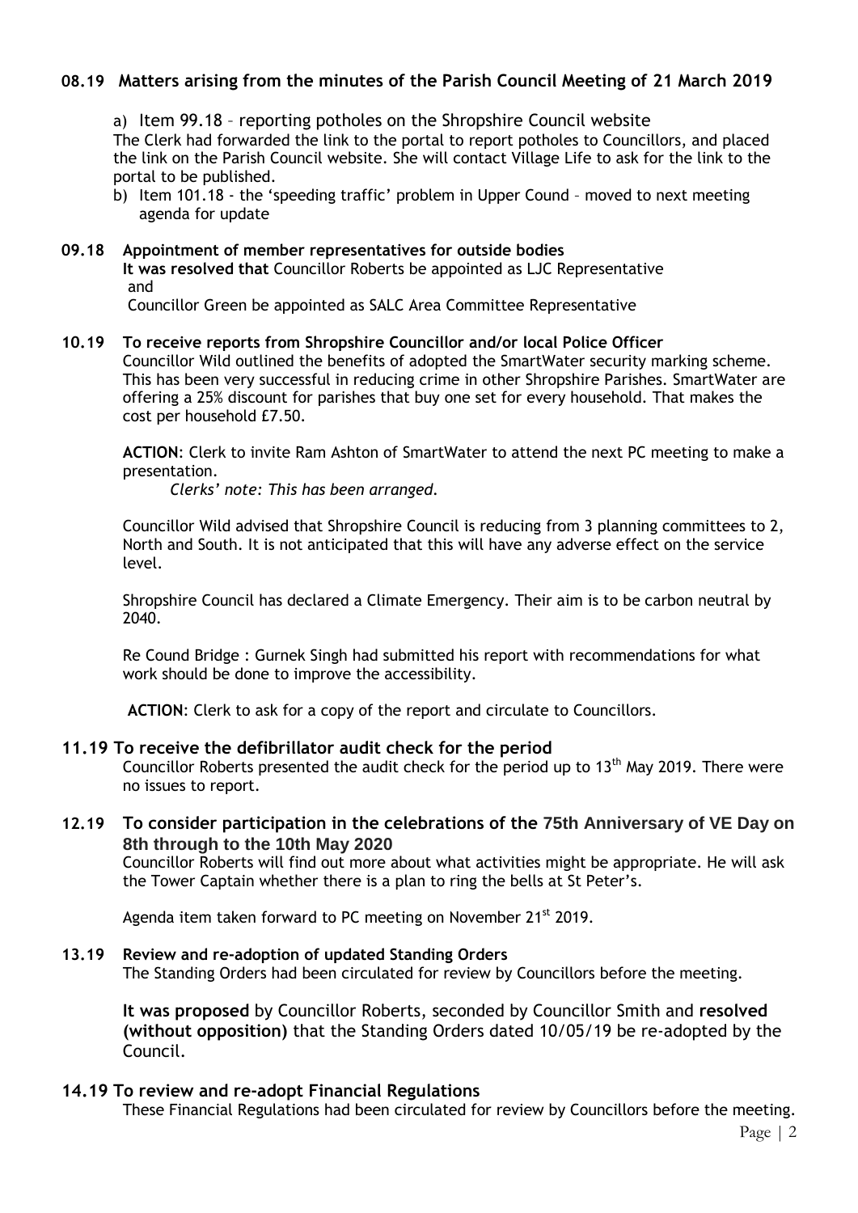### 08.19 Matters arising from the minutes of the Parish Council Meeting of 21 March 2019

a) Item 99.18 – reporting potholes on the Shropshire Council website
The Clerk had forwarded the link to the portal to report potholes to Councillors, and placed the link on the Parish Council website. She will contact Village Life to ask for the link to the portal to be published.

b) Item 101.18 - the 'speeding traffic' problem in Upper Cound – moved to next meeting agenda for update

### 09.18 Appointment of member representatives for outside bodies

**It was resolved that** Councillor Roberts be appointed as LJC Representative
and
Councillor Green be appointed as SALC Area Committee Representative

### 10.19 To receive reports from Shropshire Councillor and/or local Police Officer

Councillor Wild outlined the benefits of adopted the SmartWater security marking scheme. This has been very successful in reducing crime in other Shropshire Parishes. SmartWater are offering a 25% discount for parishes that buy one set for every household. That makes the cost per household £7.50.

**ACTION**: Clerk to invite Ram Ashton of SmartWater to attend the next PC meeting to make a presentation.

*Clerks' note: This has been arranged.*

Councillor Wild advised that Shropshire Council is reducing from 3 planning committees to 2, North and South. It is not anticipated that this will have any adverse effect on the service level.

Shropshire Council has declared a Climate Emergency. Their aim is to be carbon neutral by 2040.

Re Cound Bridge : Gurnek Singh had submitted his report with recommendations for what work should be done to improve the accessibility.

**ACTION**: Clerk to ask for a copy of the report and circulate to Councillors.

### 11.19 To receive the defibrillator audit check for the period

Councillor Roberts presented the audit check for the period up to 13th May 2019. There were no issues to report.

### 12.19 To consider participation in the celebrations of the 75th Anniversary of VE Day on 8th through to the 10th May 2020

Councillor Roberts will find out more about what activities might be appropriate. He will ask the Tower Captain whether there is a plan to ring the bells at St Peter's.

Agenda item taken forward to PC meeting on November 21st 2019.

### 13.19 Review and re-adoption of updated Standing Orders

The Standing Orders had been circulated for review by Councillors before the meeting.

**It was proposed** by Councillor Roberts, seconded by Councillor Smith and **resolved (without opposition)** that the Standing Orders dated 10/05/19 be re-adopted by the Council.

### 14.19 To review and re-adopt Financial Regulations

These Financial Regulations had been circulated for review by Councillors before the meeting.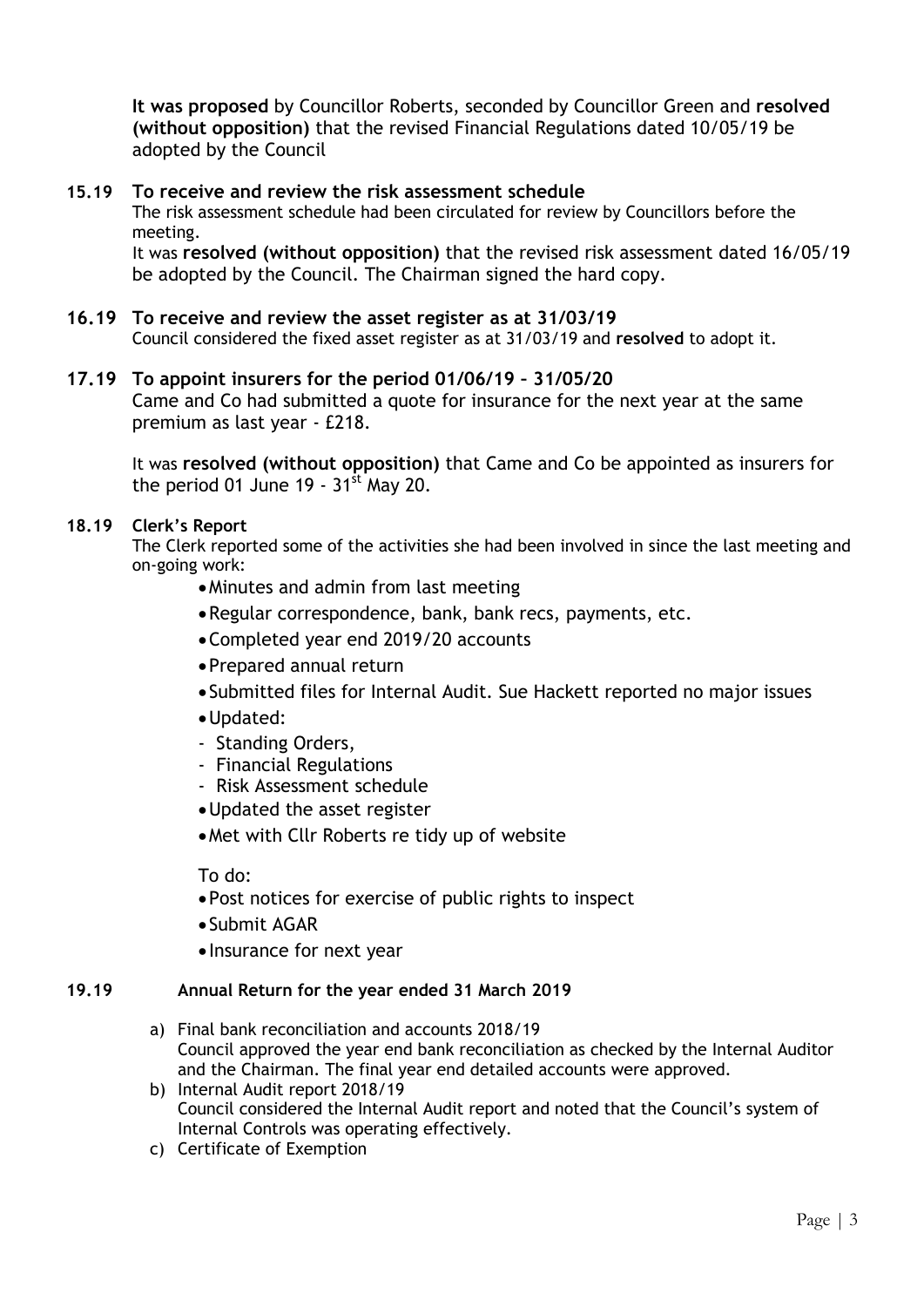**It was proposed** by Councillor Roberts, seconded by Councillor Green and **resolved (without opposition)** that the revised Financial Regulations dated 10/05/19 be adopted by the Council

### 15.19 To receive and review the risk assessment schedule

The risk assessment schedule had been circulated for review by Councillors before the meeting.

It was **resolved (without opposition)** that the revised risk assessment dated 16/05/19 be adopted by the Council. The Chairman signed the hard copy.

### 16.19 To receive and review the asset register as at 31/03/19

Council considered the fixed asset register as at 31/03/19 and **resolved** to adopt it.

### 17.19 To appoint insurers for the period 01/06/19 – 31/05/20

Came and Co had submitted a quote for insurance for the next year at the same premium as last year - £218.

It was **resolved (without opposition)** that Came and Co be appointed as insurers for the period 01 June 19 - 31st May 20.

### 18.19 Clerk's Report

The Clerk reported some of the activities she had been involved in since the last meeting and on-going work:

- Minutes and admin from last meeting
- Regular correspondence, bank, bank recs, payments, etc.
- Completed year end 2019/20 accounts
- Prepared annual return
- Submitted files for Internal Audit. Sue Hackett reported no major issues
- Updated:
  - Standing Orders,
  - Financial Regulations
  - Risk Assessment schedule
- Updated the asset register
- Met with Cllr Roberts re tidy up of website

To do:

- Post notices for exercise of public rights to inspect
- Submit AGAR
- Insurance for next year

### 19.19 Annual Return for the year ended 31 March 2019

a) Final bank reconciliation and accounts 2018/19
   Council approved the year end bank reconciliation as checked by the Internal Auditor and the Chairman. The final year end detailed accounts were approved.
b) Internal Audit report 2018/19
   Council considered the Internal Audit report and noted that the Council's system of Internal Controls was operating effectively.
c) Certificate of Exemption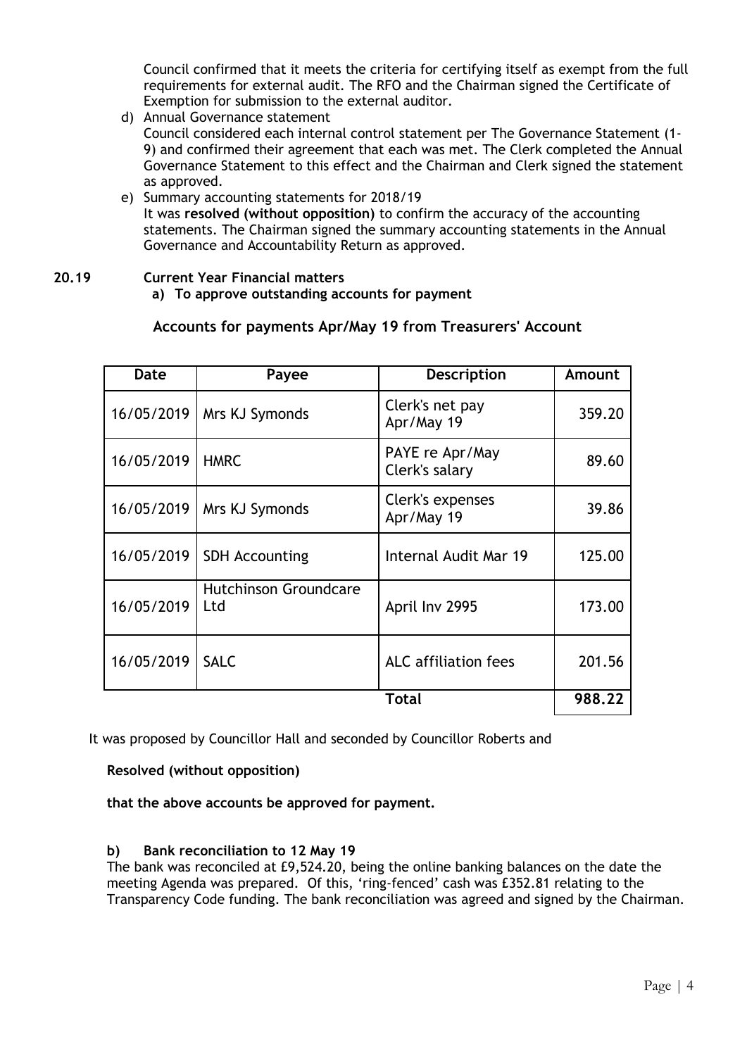Council confirmed that it meets the criteria for certifying itself as exempt from the full requirements for external audit. The RFO and the Chairman signed the Certificate of Exemption for submission to the external auditor.

d) Annual Governance statement
Council considered each internal control statement per The Governance Statement (1-9) and confirmed their agreement that each was met. The Clerk completed the Annual Governance Statement to this effect and the Chairman and Clerk signed the statement as approved.

e) Summary accounting statements for 2018/19
It was **resolved (without opposition)** to confirm the accuracy of the accounting statements. The Chairman signed the summary accounting statements in the Annual Governance and Accountability Return as approved.

**20.19 Current Year Financial matters**

**a) To approve outstanding accounts for payment**

**Accounts for payments Apr/May 19 from Treasurers' Account**

| Date | Payee | Description | Amount |
|---|---|---|---|
| 16/05/2019 | Mrs KJ Symonds | Clerk's net pay Apr/May 19 | 359.20 |
| 16/05/2019 | HMRC | PAYE re Apr/May Clerk's salary | 89.60 |
| 16/05/2019 | Mrs KJ Symonds | Clerk's expenses Apr/May 19 | 39.86 |
| 16/05/2019 | SDH Accounting | Internal Audit Mar 19 | 125.00 |
| 16/05/2019 | Hutchinson Groundcare Ltd | April Inv 2995 | 173.00 |
| 16/05/2019 | SALC | ALC affiliation fees | 201.56 |
| | | **Total** | **988.22** |

It was proposed by Councillor Hall and seconded by Councillor Roberts and

**Resolved (without opposition)**

**that the above accounts be approved for payment.**

**b) Bank reconciliation to 12 May 19**

The bank was reconciled at £9,524.20, being the online banking balances on the date the meeting Agenda was prepared. Of this, 'ring-fenced' cash was £352.81 relating to the Transparency Code funding. The bank reconciliation was agreed and signed by the Chairman.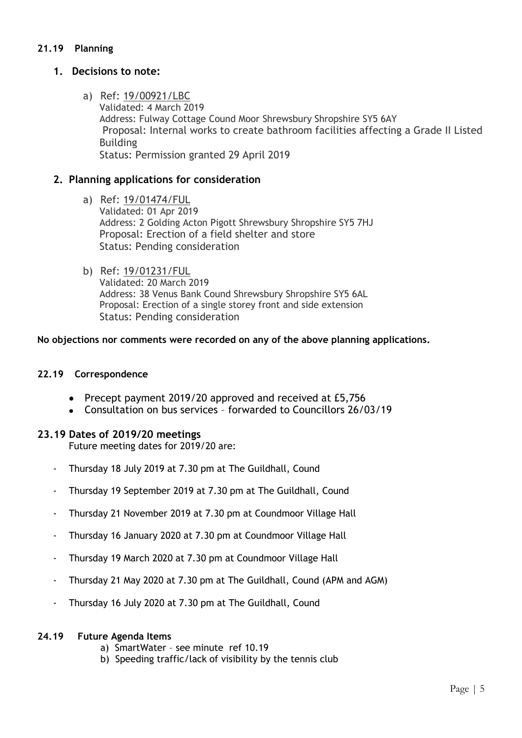### 21.19 Planning

#### 1. Decisions to note:

a) Ref: 19/00921/LBC
Validated: 4 March 2019
Address: Fulway Cottage Cound Moor Shrewsbury Shropshire SY5 6AY
Proposal: Internal works to create bathroom facilities affecting a Grade II Listed Building
Status: Permission granted 29 April 2019

#### 2. Planning applications for consideration

a) Ref: 19/01474/FUL
Validated: 01 Apr 2019
Address: 2 Golding Acton Pigott Shrewsbury Shropshire SY5 7HJ
Proposal: Erection of a field shelter and store
Status: Pending consideration

b) Ref: 19/01231/FUL
Validated: 20 March 2019
Address: 38 Venus Bank Cound Shrewsbury Shropshire SY5 6AL
Proposal: Erection of a single storey front and side extension
Status: Pending consideration

**No objections nor comments were recorded on any of the above planning applications.**

### 22.19 Correspondence

- Precept payment 2019/20 approved and received at £5,756
- Consultation on bus services – forwarded to Councillors 26/03/19

### 23.19 Dates of 2019/20 meetings

Future meeting dates for 2019/20 are:

- Thursday 18 July 2019 at 7.30 pm at The Guildhall, Cound
- Thursday 19 September 2019 at 7.30 pm at The Guildhall, Cound
- Thursday 21 November 2019 at 7.30 pm at Coundmoor Village Hall
- Thursday 16 January 2020 at 7.30 pm at Coundmoor Village Hall
- Thursday 19 March 2020 at 7.30 pm at Coundmoor Village Hall
- Thursday 21 May 2020 at 7.30 pm at The Guildhall, Cound (APM and AGM)
- Thursday 16 July 2020 at 7.30 pm at The Guildhall, Cound

### 24.19 Future Agenda Items

a) SmartWater – see minute ref 10.19
b) Speeding traffic/lack of visibility by the tennis club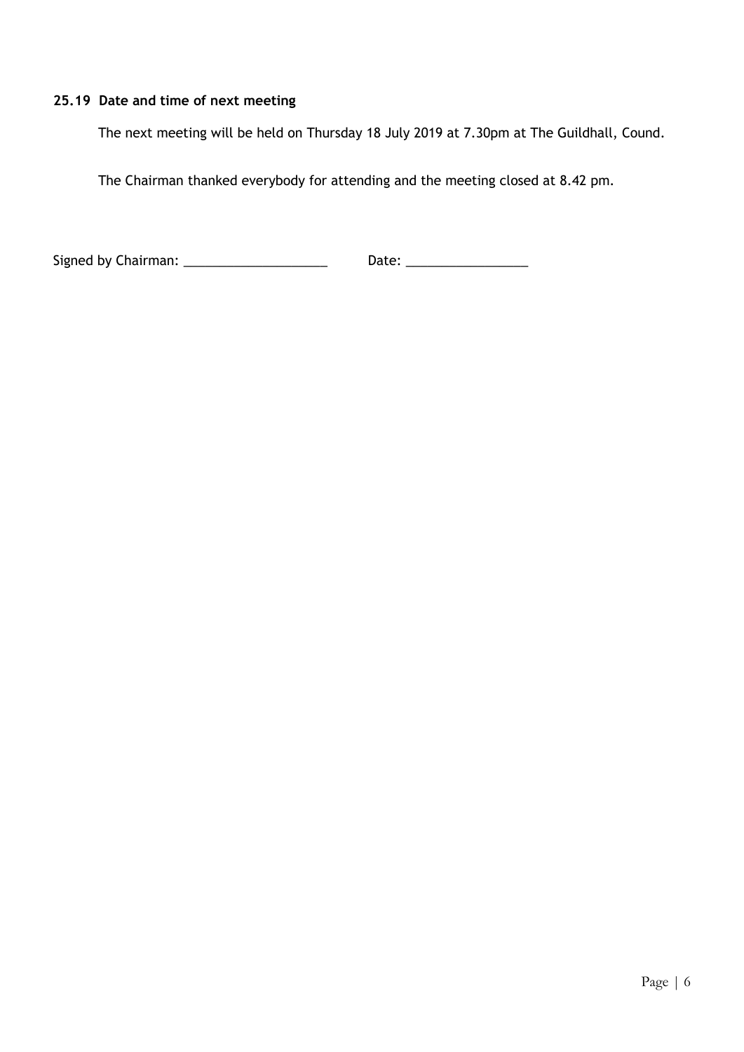**25.19 Date and time of next meeting**

The next meeting will be held on Thursday 18 July 2019 at 7.30pm at The Guildhall, Cound.

The Chairman thanked everybody for attending and the meeting closed at 8.42 pm.

Signed by Chairman: ____________________ Date: _________________